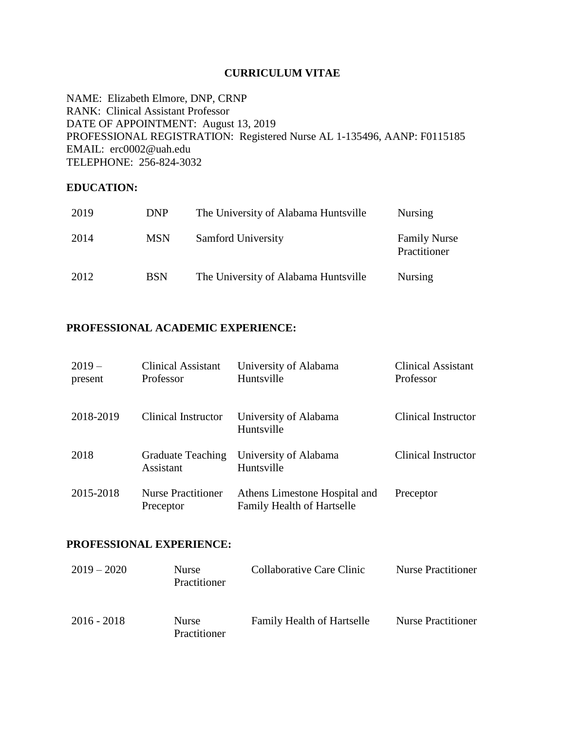# CURRICULUM VITAE

NAME: Elizabeth Elmore, DNP, CRNP
RANK: Clinical Assistant Professor
DATE OF APPOINTMENT: August 13, 2019
PROFESSIONAL REGISTRATION: Registered Nurse AL 1-135496, AANP: F0115185
EMAIL: erc0002@uah.edu
TELEPHONE: 256-824-3032

## EDUCATION:

| | | | |
|---|---|---|---|
| 2019 | DNP | The University of Alabama Huntsville | Nursing |
| 2014 | MSN | Samford University | Family Nurse Practitioner |
| 2012 | BSN | The University of Alabama Huntsville | Nursing |

## PROFESSIONAL ACADEMIC EXPERIENCE:

| | | | |
|---|---|---|---|
| 2019 – present | Clinical Assistant Professor | University of Alabama Huntsville | Clinical Assistant Professor |
| 2018-2019 | Clinical Instructor | University of Alabama Huntsville | Clinical Instructor |
| 2018 | Graduate Teaching Assistant | University of Alabama Huntsville | Clinical Instructor |
| 2015-2018 | Nurse Practitioner Preceptor | Athens Limestone Hospital and Family Health of Hartselle | Preceptor |

## PROFESSIONAL EXPERIENCE:

| | | | |
|---|---|---|---|
| 2019 – 2020 | Nurse Practitioner | Collaborative Care Clinic | Nurse Practitioner |
| 2016 - 2018 | Nurse Practitioner | Family Health of Hartselle | Nurse Practitioner |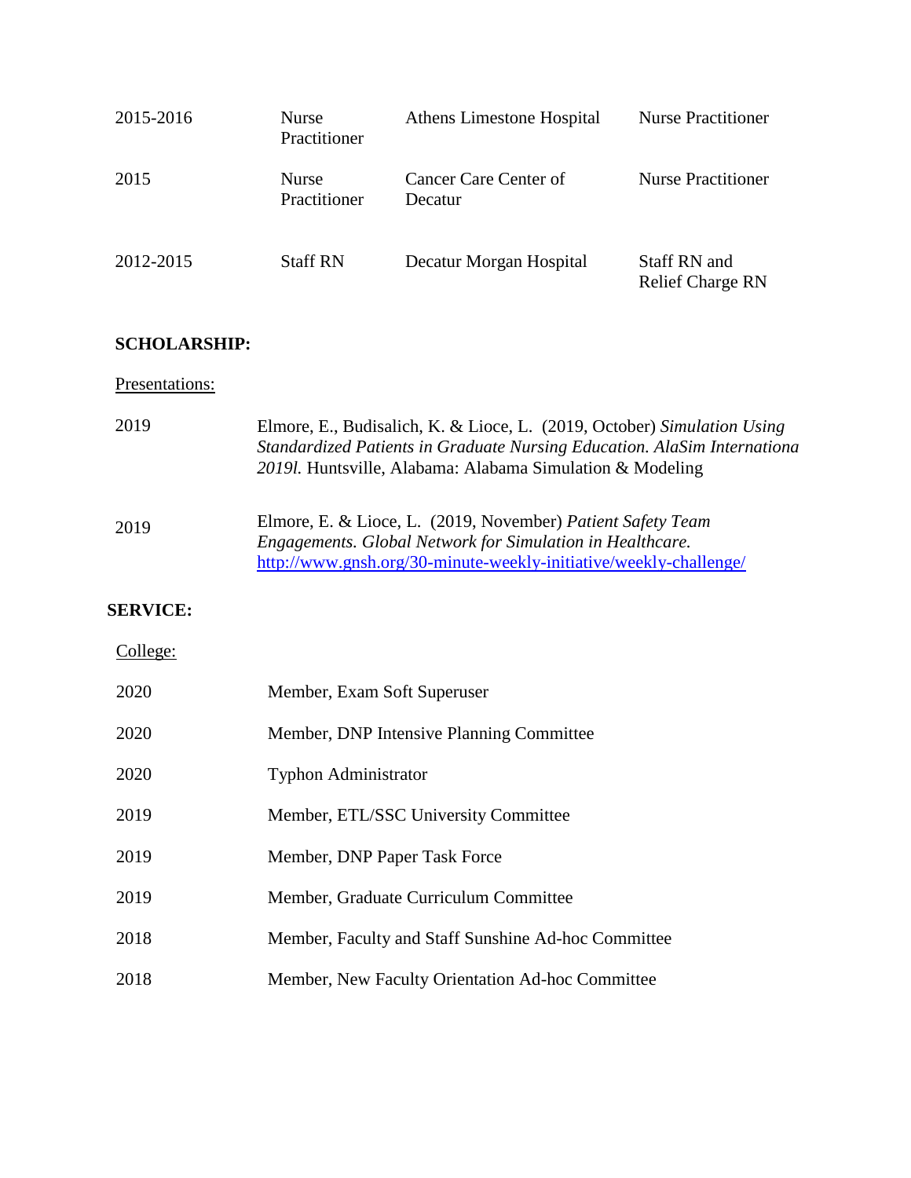| | | | |
|---|---|---|---|
| 2015-2016 | Nurse Practitioner | Athens Limestone Hospital | Nurse Practitioner |
| 2015 | Nurse Practitioner | Cancer Care Center of Decatur | Nurse Practitioner |
| 2012-2015 | Staff RN | Decatur Morgan Hospital | Staff RN and Relief Charge RN |

**SCHOLARSHIP:**

Presentations:

| | |
|---|---|
| 2019 | Elmore, E., Budisalich, K. & Lioce, L. (2019, October) *Simulation Using Standardized Patients in Graduate Nursing Education. AlaSim Internationa 2019l.* Huntsville, Alabama: Alabama Simulation & Modeling |
| 2019 | Elmore, E. & Lioce, L. (2019, November) *Patient Safety Team Engagements. Global Network for Simulation in Healthcare.* http://www.gnsh.org/30-minute-weekly-initiative/weekly-challenge/ |

**SERVICE:**

College:

| | |
|---|---|
| 2020 | Member, Exam Soft Superuser |
| 2020 | Member, DNP Intensive Planning Committee |
| 2020 | Typhon Administrator |
| 2019 | Member, ETL/SSC University Committee |
| 2019 | Member, DNP Paper Task Force |
| 2019 | Member, Graduate Curriculum Committee |
| 2018 | Member, Faculty and Staff Sunshine Ad-hoc Committee |
| 2018 | Member, New Faculty Orientation Ad-hoc Committee |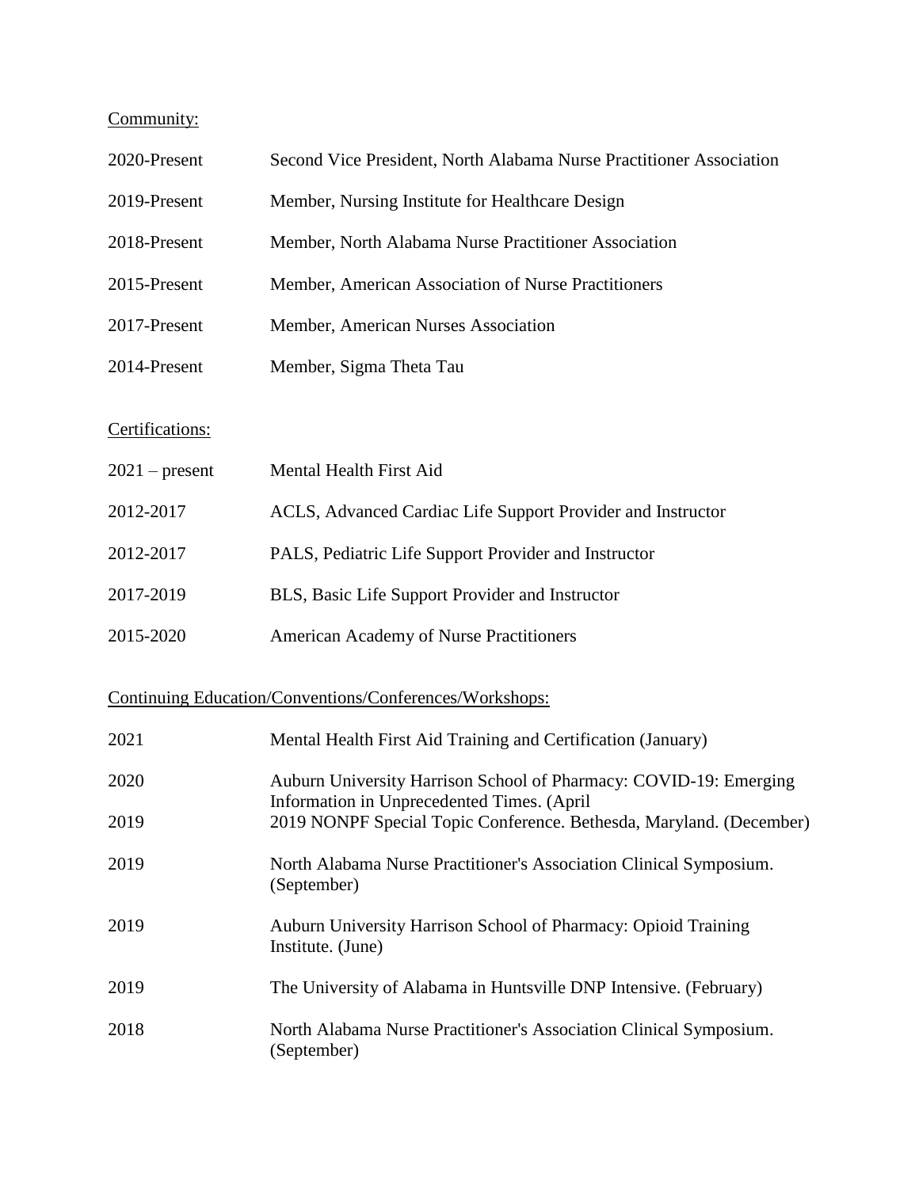Community:

| | |
|---|---|
| 2020-Present | Second Vice President, North Alabama Nurse Practitioner Association |
| 2019-Present | Member, Nursing Institute for Healthcare Design |
| 2018-Present | Member, North Alabama Nurse Practitioner Association |
| 2015-Present | Member, American Association of Nurse Practitioners |
| 2017-Present | Member, American Nurses Association |
| 2014-Present | Member, Sigma Theta Tau |

Certifications:

| | |
|---|---|
| 2021 – present | Mental Health First Aid |
| 2012-2017 | ACLS, Advanced Cardiac Life Support Provider and Instructor |
| 2012-2017 | PALS, Pediatric Life Support Provider and Instructor |
| 2017-2019 | BLS, Basic Life Support Provider and Instructor |
| 2015-2020 | American Academy of Nurse Practitioners |

Continuing Education/Conventions/Conferences/Workshops:

| | |
|---|---|
| 2021 | Mental Health First Aid Training and Certification (January) |
| 2020 | Auburn University Harrison School of Pharmacy: COVID-19: Emerging Information in Unprecedented Times. (April |
| 2019 | 2019 NONPF Special Topic Conference. Bethesda, Maryland. (December) |
| 2019 | North Alabama Nurse Practitioner's Association Clinical Symposium. (September) |
| 2019 | Auburn University Harrison School of Pharmacy: Opioid Training Institute. (June) |
| 2019 | The University of Alabama in Huntsville DNP Intensive. (February) |
| 2018 | North Alabama Nurse Practitioner's Association Clinical Symposium. (September) |